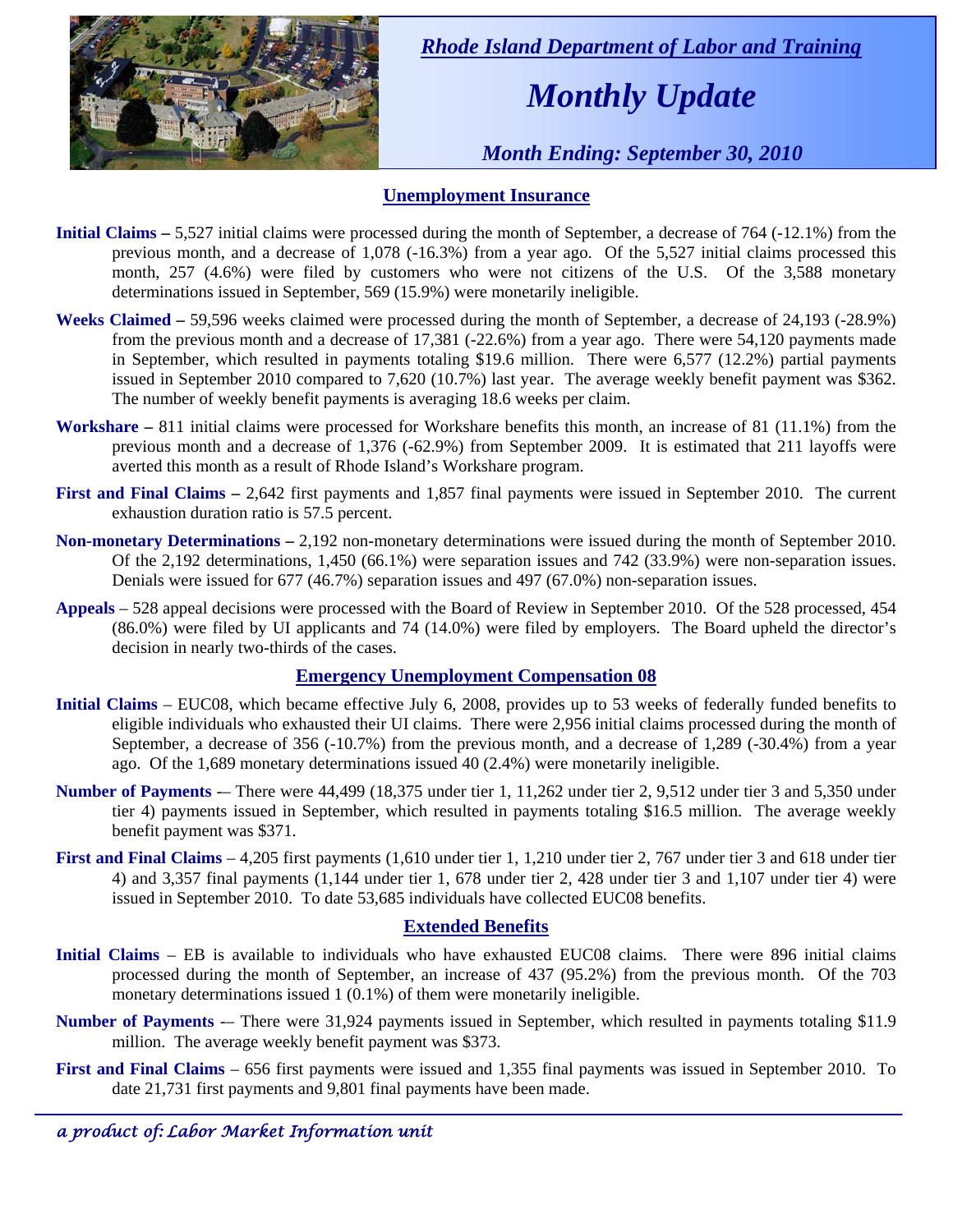*Rhode Island Department of Labor and Training*

# *Monthly Update*

*Month Ending: September 30, 2010*

## Unemployment Insurance

**Initial Claims –** 5,527 initial claims were processed during the month of September, a decrease of 764 (-12.1%) from the previous month, and a decrease of 1,078 (-16.3%) from a year ago. Of the 5,527 initial claims processed this month, 257 (4.6%) were filed by customers who were not citizens of the U.S. Of the 3,588 monetary determinations issued in September, 569 (15.9%) were monetarily ineligible.

**Weeks Claimed –** 59,596 weeks claimed were processed during the month of September, a decrease of 24,193 (-28.9%) from the previous month and a decrease of 17,381 (-22.6%) from a year ago. There were 54,120 payments made in September, which resulted in payments totaling $19.6 million. There were 6,577 (12.2%) partial payments issued in September 2010 compared to 7,620 (10.7%) last year. The average weekly benefit payment was $362. The number of weekly benefit payments is averaging 18.6 weeks per claim.

**Workshare –** 811 initial claims were processed for Workshare benefits this month, an increase of 81 (11.1%) from the previous month and a decrease of 1,376 (-62.9%) from September 2009. It is estimated that 211 layoffs were averted this month as a result of Rhode Island's Workshare program.

**First and Final Claims –** 2,642 first payments and 1,857 final payments were issued in September 2010. The current exhaustion duration ratio is 57.5 percent.

**Non-monetary Determinations –** 2,192 non-monetary determinations were issued during the month of September 2010. Of the 2,192 determinations, 1,450 (66.1%) were separation issues and 742 (33.9%) were non-separation issues. Denials were issued for 677 (46.7%) separation issues and 497 (67.0%) non-separation issues.

**Appeals** – 528 appeal decisions were processed with the Board of Review in September 2010. Of the 528 processed, 454 (86.0%) were filed by UI applicants and 74 (14.0%) were filed by employers. The Board upheld the director's decision in nearly two-thirds of the cases.

## Emergency Unemployment Compensation 08

**Initial Claims** – EUC08, which became effective July 6, 2008, provides up to 53 weeks of federally funded benefits to eligible individuals who exhausted their UI claims. There were 2,956 initial claims processed during the month of September, a decrease of 356 (-10.7%) from the previous month, and a decrease of 1,289 (-30.4%) from a year ago. Of the 1,689 monetary determinations issued 40 (2.4%) were monetarily ineligible.

**Number of Payments** -– There were 44,499 (18,375 under tier 1, 11,262 under tier 2, 9,512 under tier 3 and 5,350 under tier 4) payments issued in September, which resulted in payments totaling $16.5 million. The average weekly benefit payment was $371.

**First and Final Claims** – 4,205 first payments (1,610 under tier 1, 1,210 under tier 2, 767 under tier 3 and 618 under tier 4) and 3,357 final payments (1,144 under tier 1, 678 under tier 2, 428 under tier 3 and 1,107 under tier 4) were issued in September 2010. To date 53,685 individuals have collected EUC08 benefits.

## Extended Benefits

**Initial Claims** – EB is available to individuals who have exhausted EUC08 claims. There were 896 initial claims processed during the month of September, an increase of 437 (95.2%) from the previous month. Of the 703 monetary determinations issued 1 (0.1%) of them were monetarily ineligible.

**Number of Payments** -– There were 31,924 payments issued in September, which resulted in payments totaling $11.9 million. The average weekly benefit payment was $373.

**First and Final Claims** – 656 first payments were issued and 1,355 final payments was issued in September 2010. To date 21,731 first payments and 9,801 final payments have been made.

*a product of: Labor Market Information unit*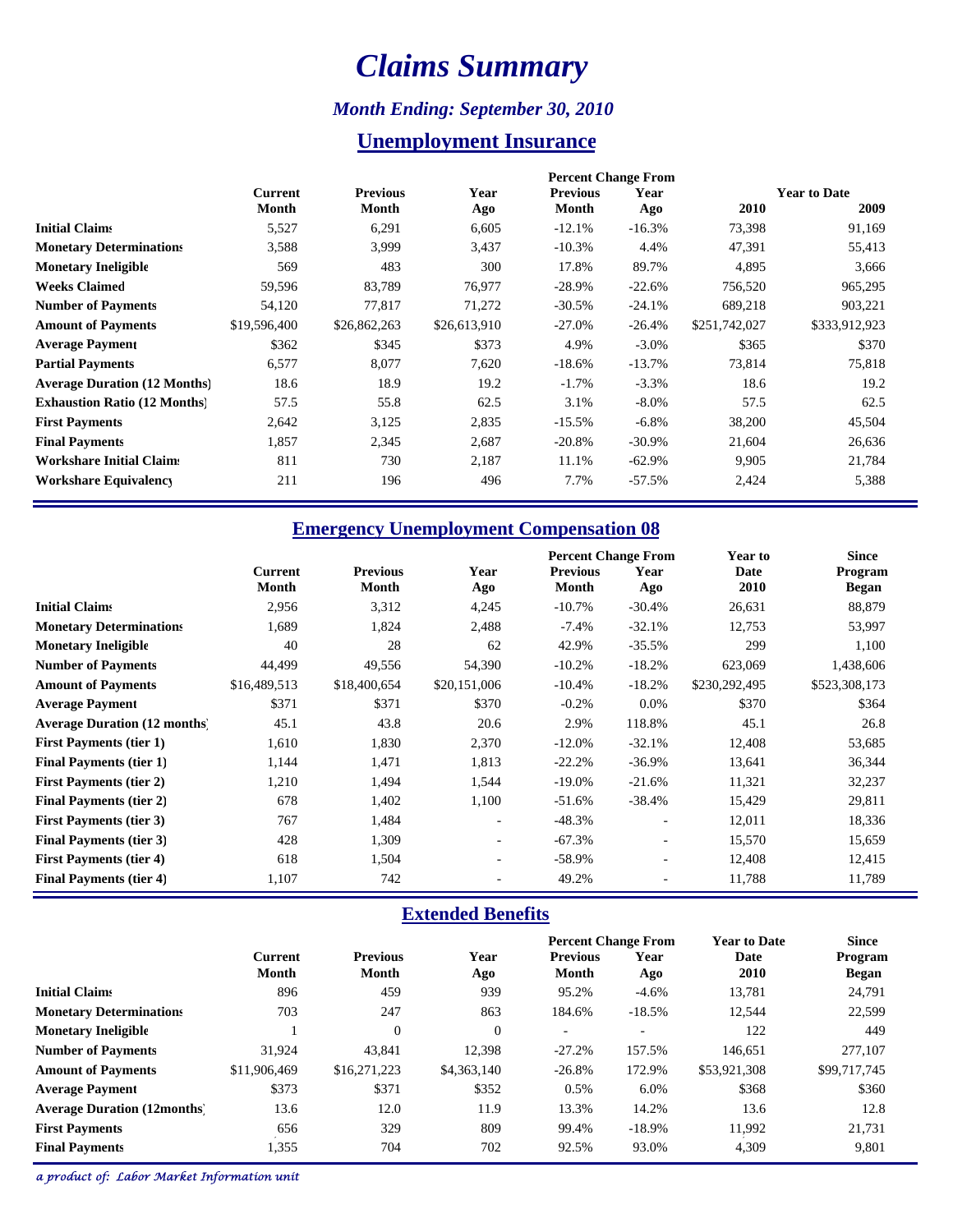# Claims Summary

### *Month Ending: September 30, 2010*

## Unemployment Insurance

| | Current Month | Previous Month | Year Ago | Percent Change From Previous Month | Percent Change From Year Ago | Year to Date 2010 | Year to Date 2009 |
|---|---|---|---|---|---|---|---|
| **Initial Claims** | 5,527 | 6,291 | 6,605 | -12.1% | -16.3% | 73,398 | 91,169 |
| **Monetary Determinations** | 3,588 | 3,999 | 3,437 | -10.3% | 4.4% | 47,391 | 55,413 |
| **Monetary Ineligible** | 569 | 483 | 300 | 17.8% | 89.7% | 4,895 | 3,666 |
| **Weeks Claimed** | 59,596 | 83,789 | 76,977 | -28.9% | -22.6% | 756,520 | 965,295 |
| **Number of Payments** | 54,120 | 77,817 | 71,272 | -30.5% | -24.1% | 689,218 | 903,221 |
| **Amount of Payments** | $19,596,400 | $26,862,263 | $26,613,910 | -27.0% | -26.4% | $251,742,027 | $333,912,923 |
| **Average Payment** | $362 | $345 | $373 | 4.9% | -3.0% | $365 | $370 |
| **Partial Payments** | 6,577 | 8,077 | 7,620 | -18.6% | -13.7% | 73,814 | 75,818 |
| **Average Duration (12 Months)** | 18.6 | 18.9 | 19.2 | -1.7% | -3.3% | 18.6 | 19.2 |
| **Exhaustion Ratio (12 Months)** | 57.5 | 55.8 | 62.5 | 3.1% | -8.0% | 57.5 | 62.5 |
| **First Payments** | 2,642 | 3,125 | 2,835 | -15.5% | -6.8% | 38,200 | 45,504 |
| **Final Payments** | 1,857 | 2,345 | 2,687 | -20.8% | -30.9% | 21,604 | 26,636 |
| **Workshare Initial Claims** | 811 | 730 | 2,187 | 11.1% | -62.9% | 9,905 | 21,784 |
| **Workshare Equivalency** | 211 | 196 | 496 | 7.7% | -57.5% | 2,424 | 5,388 |

## Emergency Unemployment Compensation 08

| | Current Month | Previous Month | Year Ago | Percent Change From Previous Month | Percent Change From Year Ago | Year to Date 2010 | Since Program Began |
|---|---|---|---|---|---|---|---|
| **Initial Claims** | 2,956 | 3,312 | 4,245 | -10.7% | -30.4% | 26,631 | 88,879 |
| **Monetary Determinations** | 1,689 | 1,824 | 2,488 | -7.4% | -32.1% | 12,753 | 53,997 |
| **Monetary Ineligible** | 40 | 28 | 62 | 42.9% | -35.5% | 299 | 1,100 |
| **Number of Payments** | 44,499 | 49,556 | 54,390 | -10.2% | -18.2% | 623,069 | 1,438,606 |
| **Amount of Payments** | $16,489,513 | $18,400,654 | $20,151,006 | -10.4% | -18.2% | $230,292,495 | $523,308,173 |
| **Average Payment** | $371 | $371 | $370 | -0.2% | 0.0% | $370 | $364 |
| **Average Duration (12 months)** | 45.1 | 43.8 | 20.6 | 2.9% | 118.8% | 45.1 | 26.8 |
| **First Payments (tier 1)** | 1,610 | 1,830 | 2,370 | -12.0% | -32.1% | 12,408 | 53,685 |
| **Final Payments (tier 1)** | 1,144 | 1,471 | 1,813 | -22.2% | -36.9% | 13,641 | 36,344 |
| **First Payments (tier 2)** | 1,210 | 1,494 | 1,544 | -19.0% | -21.6% | 11,321 | 32,237 |
| **Final Payments (tier 2)** | 678 | 1,402 | 1,100 | -51.6% | -38.4% | 15,429 | 29,811 |
| **First Payments (tier 3)** | 767 | 1,484 | - | -48.3% | - | 12,011 | 18,336 |
| **Final Payments (tier 3)** | 428 | 1,309 | - | -67.3% | - | 15,570 | 15,659 |
| **First Payments (tier 4)** | 618 | 1,504 | - | -58.9% | - | 12,408 | 12,415 |
| **Final Payments (tier 4)** | 1,107 | 742 | - | 49.2% | - | 11,788 | 11,789 |

## Extended Benefits

| | Current Month | Previous Month | Year Ago | Percent Change From Previous Month | Percent Change From Year Ago | Year to Date 2010 | Since Program Began |
|---|---|---|---|---|---|---|---|
| **Initial Claims** | 896 | 459 | 939 | 95.2% | -4.6% | 13,781 | 24,791 |
| **Monetary Determinations** | 703 | 247 | 863 | 184.6% | -18.5% | 12,544 | 22,599 |
| **Monetary Ineligible** | 1 | 0 | 0 | - | - | 122 | 449 |
| **Number of Payments** | 31,924 | 43,841 | 12,398 | -27.2% | 157.5% | 146,651 | 277,107 |
| **Amount of Payments** | $11,906,469 | $16,271,223 | $4,363,140 | -26.8% | 172.9% | $53,921,308 | $99,717,745 |
| **Average Payment** | $373 | $371 | $352 | 0.5% | 6.0% | $368 | $360 |
| **Average Duration (12months)** | 13.6 | 12.0 | 11.9 | 13.3% | 14.2% | 13.6 | 12.8 |
| **First Payments** | 656 | 329 | 809 | 99.4% | -18.9% | 11,992 | 21,731 |
| **Final Payments** | 1,355 | 704 | 702 | 92.5% | 93.0% | 4,309 | 9,801 |

*a product of: Labor Market Information unit*